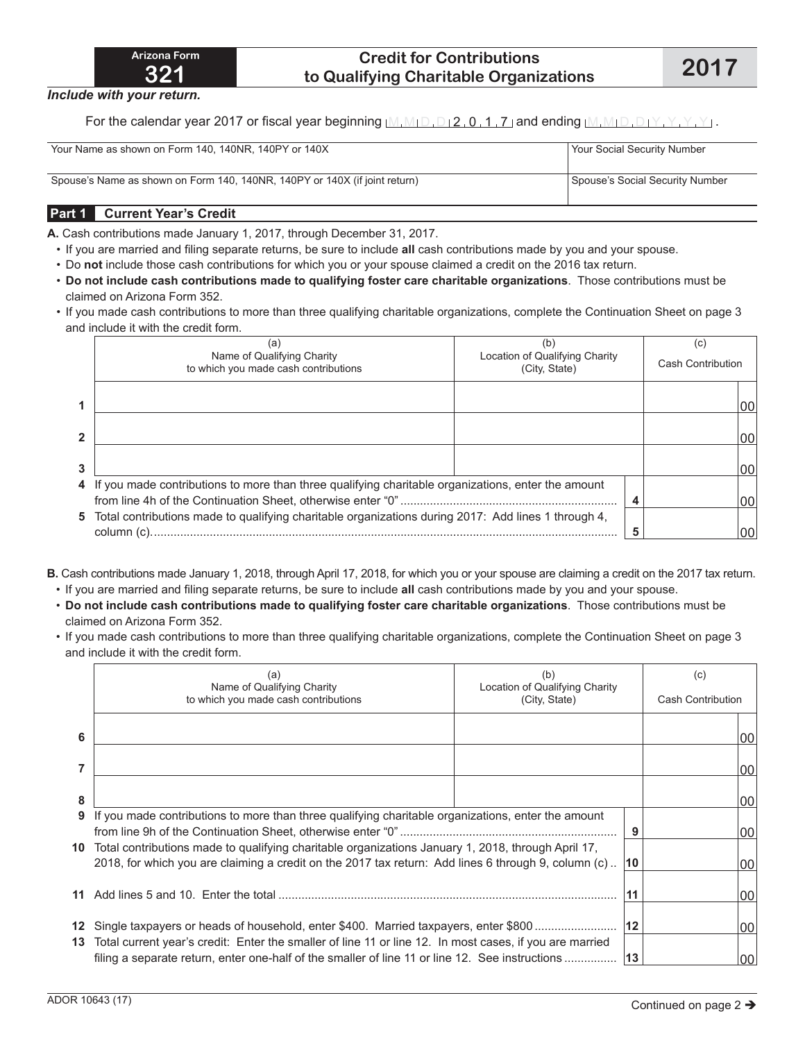**Arizona Form 321**

# Credit for Contributions to Qualifying Charitable Organizations

**2017**

*Include with your return.*

For the calendar year 2017 or fiscal year beginning M M D D 2 0 1 7 and ending M M D D Y Y Y Y .

| Your Name as shown on Form 140, 140NR, 140PY or 140X | Your Social Security Number |
|---|---|
| Spouse's Name as shown on Form 140, 140NR, 140PY or 140X (if joint return) | Spouse's Social Security Number |

## Part 1 Current Year's Credit

**A.** Cash contributions made January 1, 2017, through December 31, 2017.

- If you are married and filing separate returns, be sure to include **all** cash contributions made by you and your spouse.
- Do **not** include those cash contributions for which you or your spouse claimed a credit on the 2016 tax return.
- **Do not include cash contributions made to qualifying foster care charitable organizations**. Those contributions must be claimed on Arizona Form 352.
- If you made cash contributions to more than three qualifying charitable organizations, complete the Continuation Sheet on page 3 and include it with the credit form.

| | (a) Name of Qualifying Charity to which you made cash contributions | (b) Location of Qualifying Charity (City, State) | (c) Cash Contribution |
|---|---|---|---|
| 1 | | | 00 |
| 2 | | | 00 |
| 3 | | | 00 |
| 4 | If you made contributions to more than three qualifying charitable organizations, enter the amount from line 4h of the Continuation Sheet, otherwise enter "0" | 4 | 00 |
| 5 | Total contributions made to qualifying charitable organizations during 2017: Add lines 1 through 4, column (c) | 5 | 00 |

**B.** Cash contributions made January 1, 2018, through April 17, 2018, for which you or your spouse are claiming a credit on the 2017 tax return.

- If you are married and filing separate returns, be sure to include **all** cash contributions made by you and your spouse.
- **Do not include cash contributions made to qualifying foster care charitable organizations**. Those contributions must be claimed on Arizona Form 352.
- If you made cash contributions to more than three qualifying charitable organizations, complete the Continuation Sheet on page 3 and include it with the credit form.

| | (a) Name of Qualifying Charity to which you made cash contributions | (b) Location of Qualifying Charity (City, State) | (c) Cash Contribution |
|---|---|---|---|
| 6 | | | 00 |
| 7 | | | 00 |
| 8 | | | 00 |
| 9 | If you made contributions to more than three qualifying charitable organizations, enter the amount from line 9h of the Continuation Sheet, otherwise enter "0" | 9 | 00 |
| 10 | Total contributions made to qualifying charitable organizations January 1, 2018, through April 17, 2018, for which you are claiming a credit on the 2017 tax return: Add lines 6 through 9, column (c) | 10 | 00 |
| 11 | Add lines 5 and 10. Enter the total | 11 | 00 |
| 12 | Single taxpayers or heads of household, enter $400. Married taxpayers, enter $800 | 12 | 00 |
| 13 | Total current year's credit: Enter the smaller of line 11 or line 12. In most cases, if you are married filing a separate return, enter one-half of the smaller of line 11 or line 12. See instructions | 13 | 00 |

ADOR 10643 (17)

Continued on page 2 ➔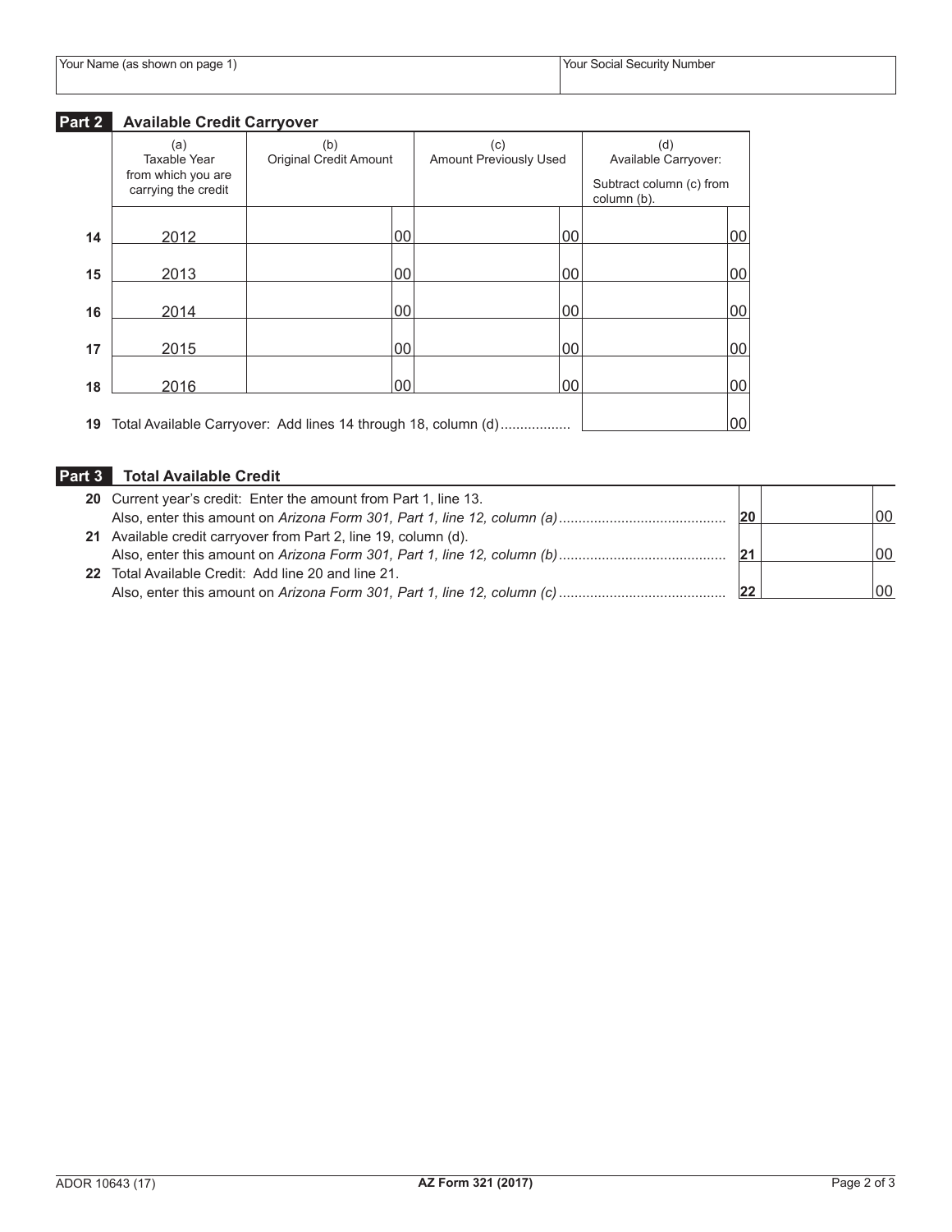| Your Name (as shown on page 1) | Your Social Security Number |
|---|---|
| | |

## Part 2 Available Credit Carryover

| | (a) Taxable Year from which you are carrying the credit | (b) Original Credit Amount | (c) Amount Previously Used | (d) Available Carryover: Subtract column (c) from column (b). |
|---|---|---|---|---|
| 14 | 2012 | 00 | 00 | 00 |
| 15 | 2013 | 00 | 00 | 00 |
| 16 | 2014 | 00 | 00 | 00 |
| 17 | 2015 | 00 | 00 | 00 |
| 18 | 2016 | 00 | 00 | 00 |
| 19 | Total Available Carryover: Add lines 14 through 18, column (d) | | | 00 |

## Part 3 Total Available Credit

| | | | |
|---|---|---|---|
| 20 | Current year's credit: Enter the amount from Part 1, line 13. Also, enter this amount on *Arizona Form 301, Part 1, line 12, column (a)* | 20 | 00 |
| 21 | Available credit carryover from Part 2, line 19, column (d). Also, enter this amount on *Arizona Form 301, Part 1, line 12, column (b)* | 21 | 00 |
| 22 | Total Available Credit: Add line 20 and line 21. Also, enter this amount on *Arizona Form 301, Part 1, line 12, column (c)* | 22 | 00 |

ADOR 10643 (17) **AZ Form 321 (2017)**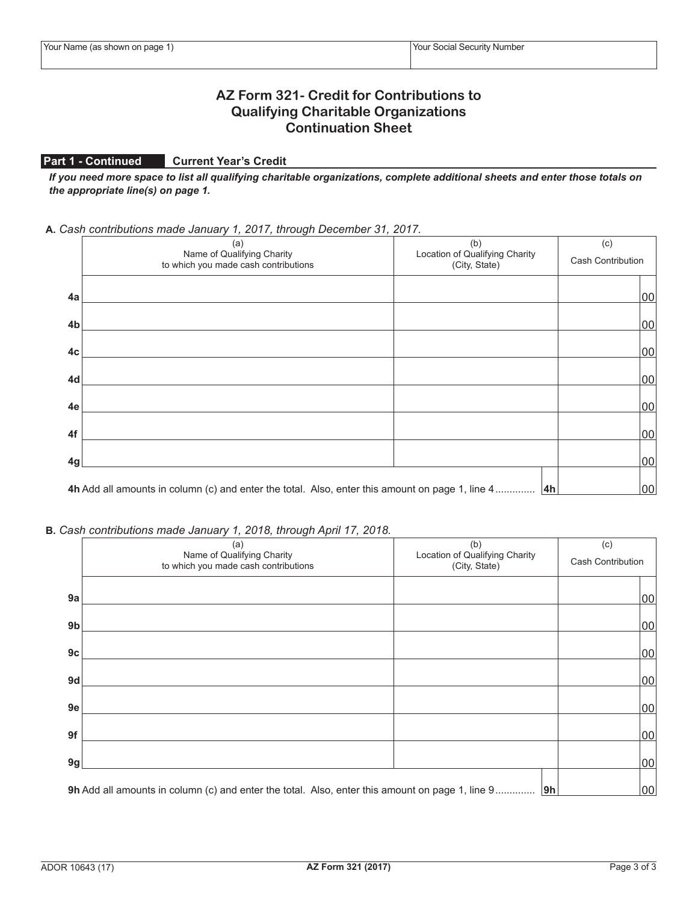| Your Name (as shown on page 1) | Your Social Security Number |
|---|---|
| | |

# AZ Form 321- Credit for Contributions to Qualifying Charitable Organizations Continuation Sheet

## Part 1 - Continued  Current Year's Credit

***If you need more space to list all qualifying charitable organizations, complete additional sheets and enter those totals on the appropriate line(s) on page 1.***

**A.** *Cash contributions made January 1, 2017, through December 31, 2017.*

| | (a) Name of Qualifying Charity to which you made cash contributions | (b) Location of Qualifying Charity (City, State) | (c) Cash Contribution |
|---|---|---|---|
| 4a | | | 00 |
| 4b | | | 00 |
| 4c | | | 00 |
| 4d | | | 00 |
| 4e | | | 00 |
| 4f | | | 00 |
| 4g | | | 00 |
| 4h | Add all amounts in column (c) and enter the total. Also, enter this amount on page 1, line 4 ............. | 4h | 00 |

**B.** *Cash contributions made January 1, 2018, through April 17, 2018.*

| | (a) Name of Qualifying Charity to which you made cash contributions | (b) Location of Qualifying Charity (City, State) | (c) Cash Contribution |
|---|---|---|---|
| 9a | | | 00 |
| 9b | | | 00 |
| 9c | | | 00 |
| 9d | | | 00 |
| 9e | | | 00 |
| 9f | | | 00 |
| 9g | | | 00 |
| 9h | Add all amounts in column (c) and enter the total. Also, enter this amount on page 1, line 9 ............. | 9h | 00 |